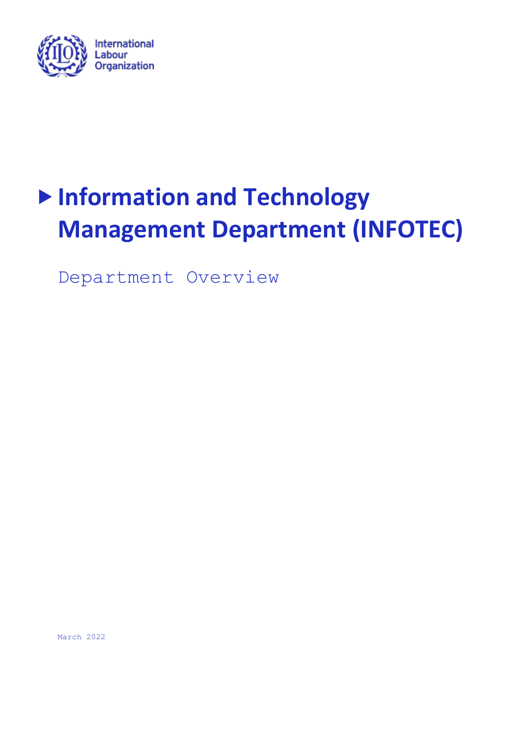International Labour Organization

# Information and Technology Management Department (INFOTEC)

Department Overview

March 2022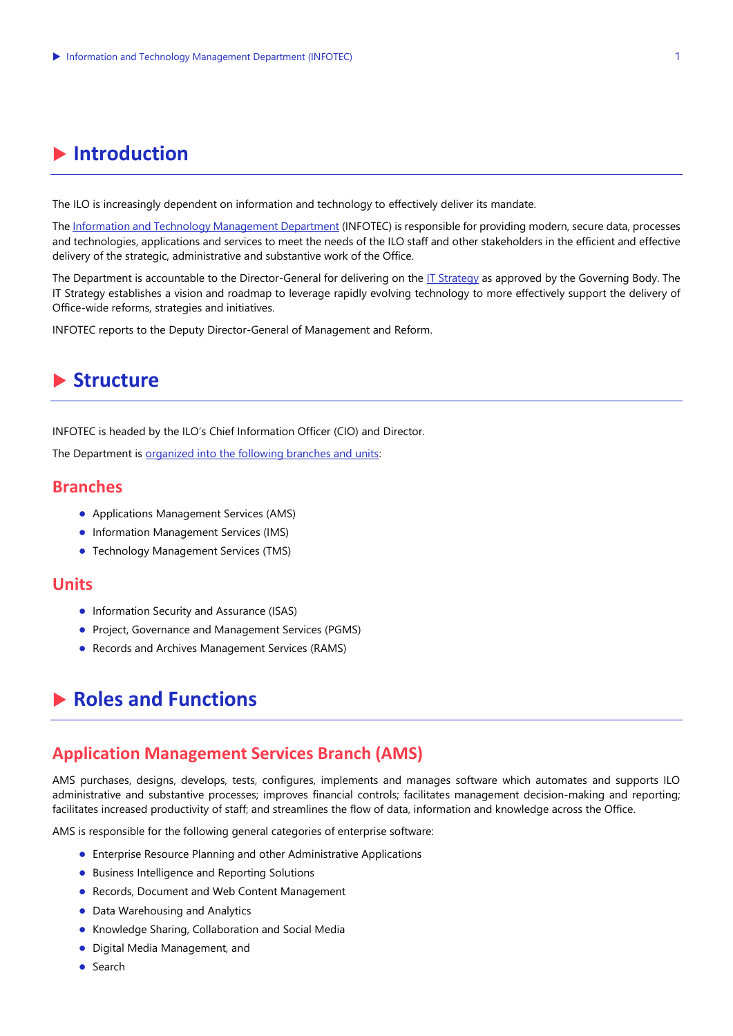# Introduction

The ILO is increasingly dependent on information and technology to effectively deliver its mandate.

The Information and Technology Management Department (INFOTEC) is responsible for providing modern, secure data, processes and technologies, applications and services to meet the needs of the ILO staff and other stakeholders in the efficient and effective delivery of the strategic, administrative and substantive work of the Office.

The Department is accountable to the Director-General for delivering on the IT Strategy as approved by the Governing Body. The IT Strategy establishes a vision and roadmap to leverage rapidly evolving technology to more effectively support the delivery of Office-wide reforms, strategies and initiatives.

INFOTEC reports to the Deputy Director-General of Management and Reform.

# Structure

INFOTEC is headed by the ILO's Chief Information Officer (CIO) and Director.

The Department is organized into the following branches and units:

## Branches

- Applications Management Services (AMS)
- Information Management Services (IMS)
- Technology Management Services (TMS)

## Units

- Information Security and Assurance (ISAS)
- Project, Governance and Management Services (PGMS)
- Records and Archives Management Services (RAMS)

# Roles and Functions

## Application Management Services Branch (AMS)

AMS purchases, designs, develops, tests, configures, implements and manages software which automates and supports ILO administrative and substantive processes; improves financial controls; facilitates management decision-making and reporting; facilitates increased productivity of staff; and streamlines the flow of data, information and knowledge across the Office.

AMS is responsible for the following general categories of enterprise software:

- Enterprise Resource Planning and other Administrative Applications
- Business Intelligence and Reporting Solutions
- Records, Document and Web Content Management
- Data Warehousing and Analytics
- Knowledge Sharing, Collaboration and Social Media
- Digital Media Management, and
- Search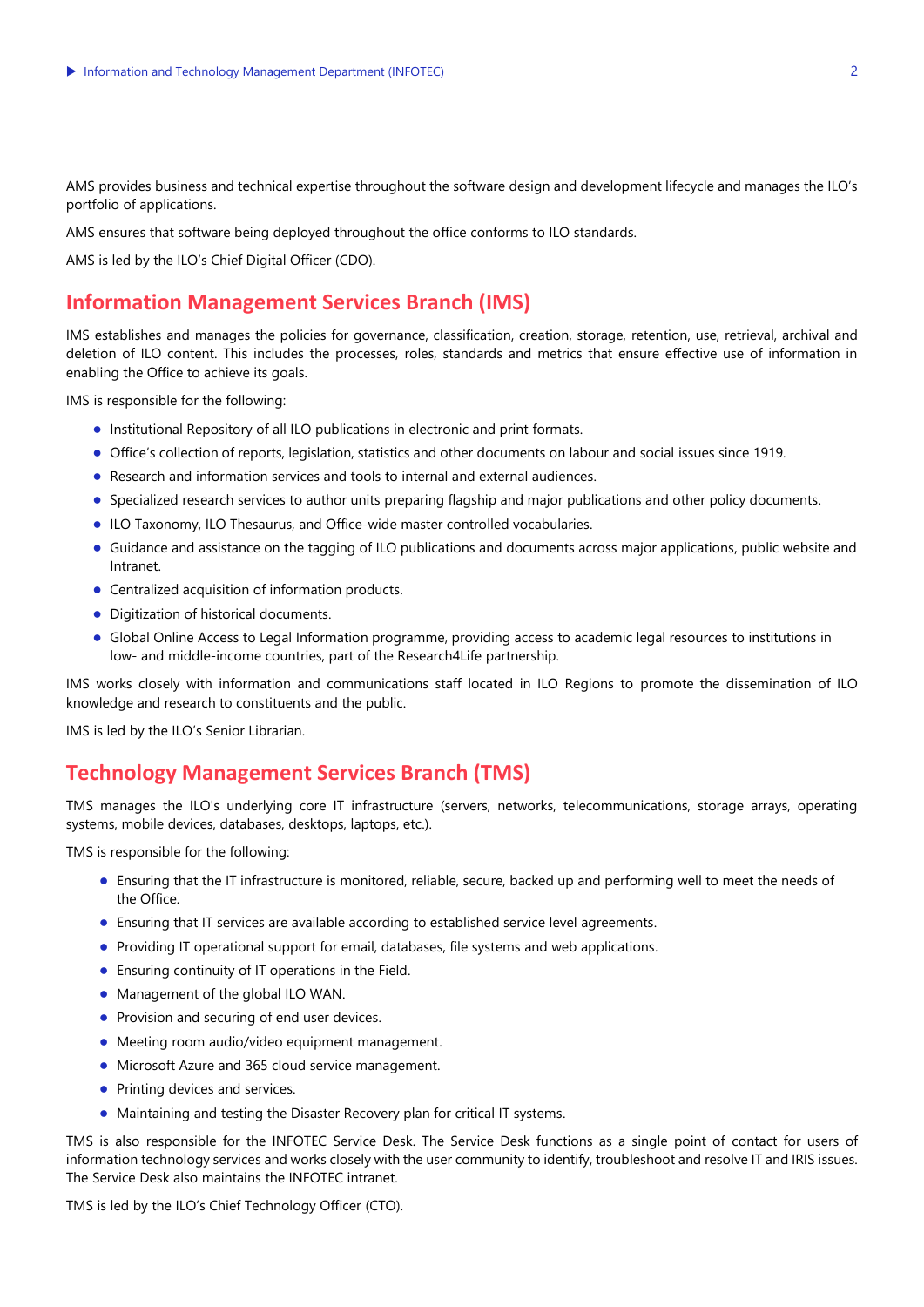AMS provides business and technical expertise throughout the software design and development lifecycle and manages the ILO's portfolio of applications.

AMS ensures that software being deployed throughout the office conforms to ILO standards.

AMS is led by the ILO's Chief Digital Officer (CDO).

## Information Management Services Branch (IMS)

IMS establishes and manages the policies for governance, classification, creation, storage, retention, use, retrieval, archival and deletion of ILO content. This includes the processes, roles, standards and metrics that ensure effective use of information in enabling the Office to achieve its goals.

IMS is responsible for the following:

- Institutional Repository of all ILO publications in electronic and print formats.
- Office's collection of reports, legislation, statistics and other documents on labour and social issues since 1919.
- Research and information services and tools to internal and external audiences.
- Specialized research services to author units preparing flagship and major publications and other policy documents.
- ILO Taxonomy, ILO Thesaurus, and Office-wide master controlled vocabularies.
- Guidance and assistance on the tagging of ILO publications and documents across major applications, public website and Intranet.
- Centralized acquisition of information products.
- Digitization of historical documents.
- Global Online Access to Legal Information programme, providing access to academic legal resources to institutions in low- and middle-income countries, part of the Research4Life partnership.

IMS works closely with information and communications staff located in ILO Regions to promote the dissemination of ILO knowledge and research to constituents and the public.

IMS is led by the ILO's Senior Librarian.

## Technology Management Services Branch (TMS)

TMS manages the ILO's underlying core IT infrastructure (servers, networks, telecommunications, storage arrays, operating systems, mobile devices, databases, desktops, laptops, etc.).

TMS is responsible for the following:

- Ensuring that the IT infrastructure is monitored, reliable, secure, backed up and performing well to meet the needs of the Office.
- Ensuring that IT services are available according to established service level agreements.
- Providing IT operational support for email, databases, file systems and web applications.
- Ensuring continuity of IT operations in the Field.
- Management of the global ILO WAN.
- Provision and securing of end user devices.
- Meeting room audio/video equipment management.
- Microsoft Azure and 365 cloud service management.
- Printing devices and services.
- Maintaining and testing the Disaster Recovery plan for critical IT systems.

TMS is also responsible for the INFOTEC Service Desk. The Service Desk functions as a single point of contact for users of information technology services and works closely with the user community to identify, troubleshoot and resolve IT and IRIS issues. The Service Desk also maintains the INFOTEC intranet.

TMS is led by the ILO's Chief Technology Officer (CTO).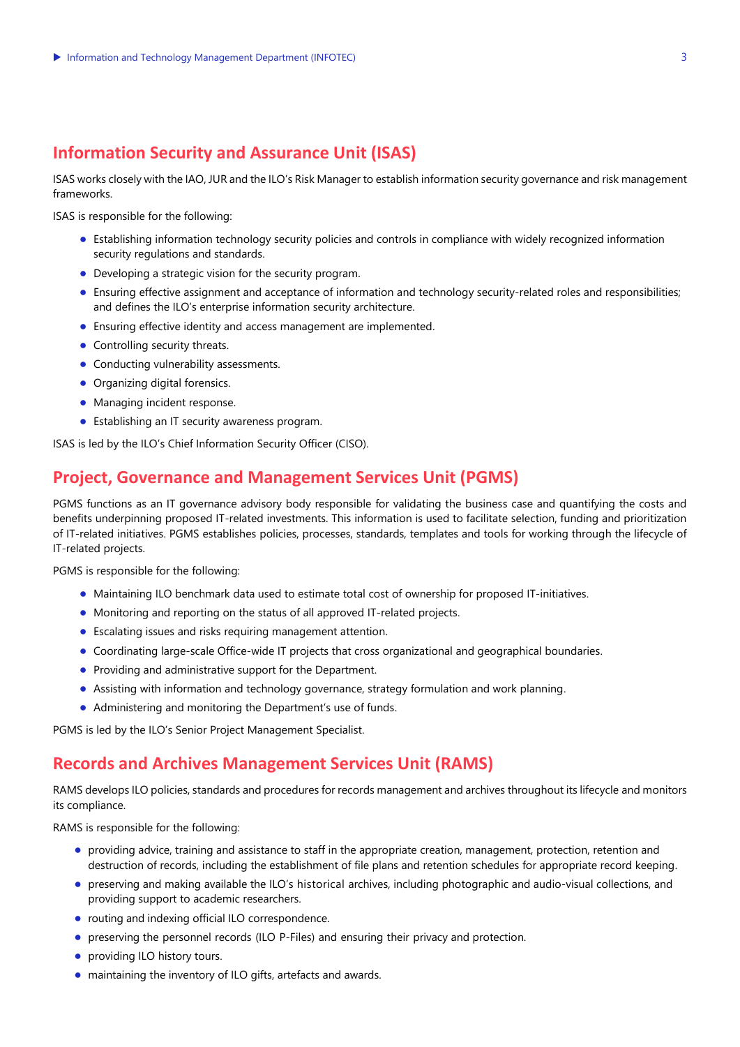## Information Security and Assurance Unit (ISAS)

ISAS works closely with the IAO, JUR and the ILO's Risk Manager to establish information security governance and risk management frameworks.

ISAS is responsible for the following:

- Establishing information technology security policies and controls in compliance with widely recognized information security regulations and standards.
- Developing a strategic vision for the security program.
- Ensuring effective assignment and acceptance of information and technology security-related roles and responsibilities; and defines the ILO's enterprise information security architecture.
- Ensuring effective identity and access management are implemented.
- Controlling security threats.
- Conducting vulnerability assessments.
- Organizing digital forensics.
- Managing incident response.
- Establishing an IT security awareness program.

ISAS is led by the ILO's Chief Information Security Officer (CISO).

## Project, Governance and Management Services Unit (PGMS)

PGMS functions as an IT governance advisory body responsible for validating the business case and quantifying the costs and benefits underpinning proposed IT-related investments. This information is used to facilitate selection, funding and prioritization of IT-related initiatives. PGMS establishes policies, processes, standards, templates and tools for working through the lifecycle of IT-related projects.

PGMS is responsible for the following:

- Maintaining ILO benchmark data used to estimate total cost of ownership for proposed IT-initiatives.
- Monitoring and reporting on the status of all approved IT-related projects.
- Escalating issues and risks requiring management attention.
- Coordinating large-scale Office-wide IT projects that cross organizational and geographical boundaries.
- Providing and administrative support for the Department.
- Assisting with information and technology governance, strategy formulation and work planning.
- Administering and monitoring the Department's use of funds.

PGMS is led by the ILO's Senior Project Management Specialist.

## Records and Archives Management Services Unit (RAMS)

RAMS develops ILO policies, standards and procedures for records management and archives throughout its lifecycle and monitors its compliance.

RAMS is responsible for the following:

- providing advice, training and assistance to staff in the appropriate creation, management, protection, retention and destruction of records, including the establishment of file plans and retention schedules for appropriate record keeping.
- preserving and making available the ILO's historical archives, including photographic and audio-visual collections, and providing support to academic researchers.
- routing and indexing official ILO correspondence.
- preserving the personnel records (ILO P-Files) and ensuring their privacy and protection.
- providing ILO history tours.
- maintaining the inventory of ILO gifts, artefacts and awards.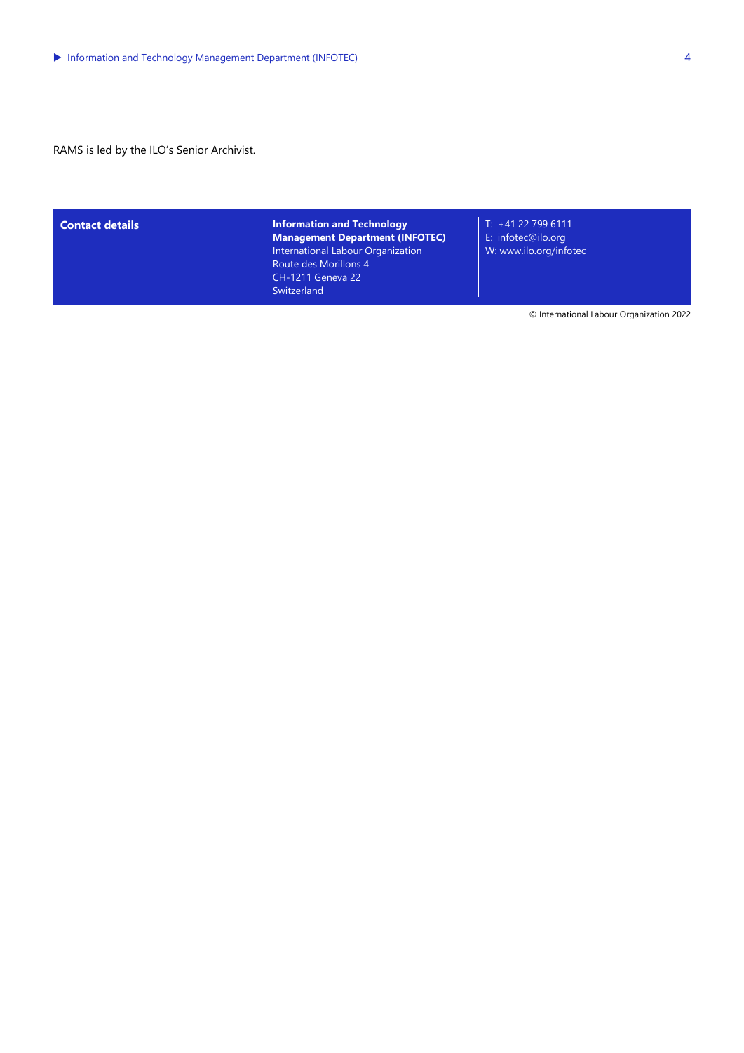RAMS is led by the ILO's Senior Archivist.

| | | |
|---|---|---|
| **Contact details** | **Information and Technology Management Department (INFOTEC)**<br>International Labour Organization<br>Route des Morillons 4<br>CH-1211 Geneva 22<br>Switzerland | T: +41 22 799 6111<br>E: infotec@ilo.org<br>W: www.ilo.org/infotec |

© International Labour Organization 2022